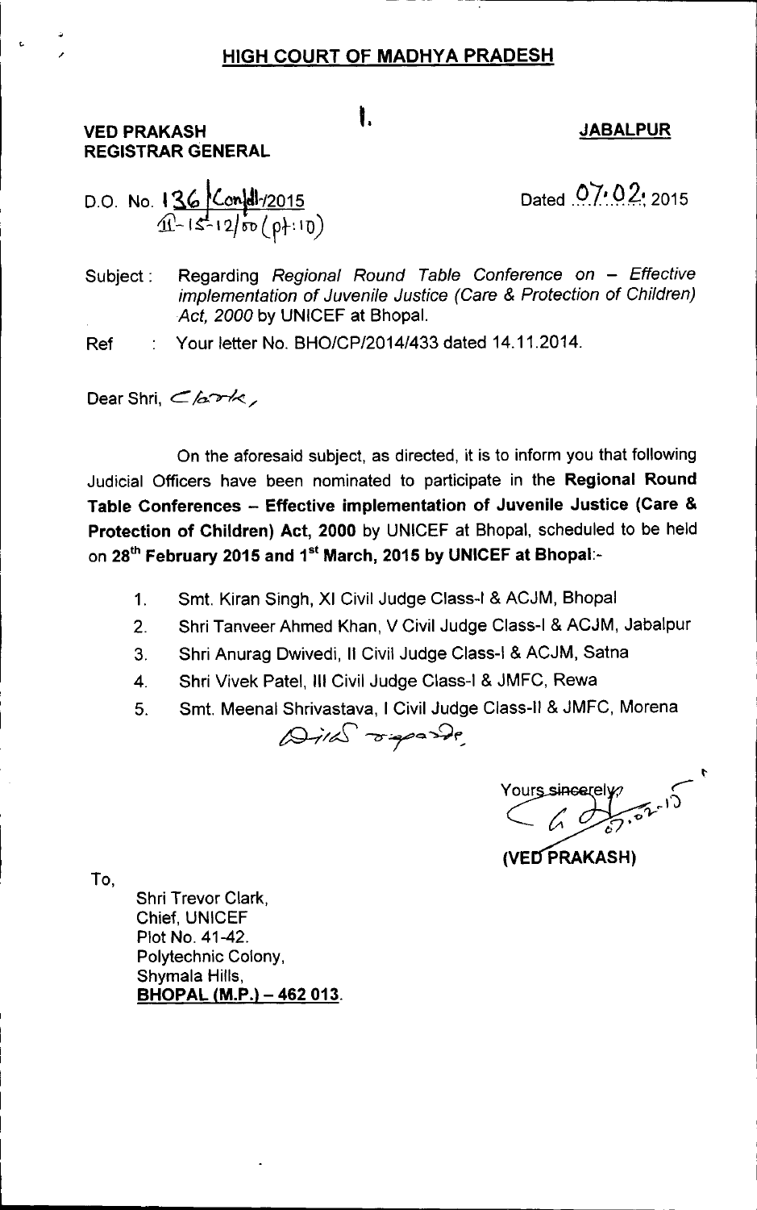# HIGH COURT OF MADHYA PRADESH

1.

**VED PRAKASH**
**REGISTRAR GENERAL**

**JABALPUR**

D.O. No. 136/Confdl/2015
II-15-12/50 (pt:10)

Dated 07.02.2015

Subject : Regarding *Regional Round Table Conference on – Effective implementation of Juvenile Justice (Care & Protection of Children) Act, 2000* by UNICEF at Bhopal.

Ref : Your letter No. BHO/CP/2014/433 dated 14.11.2014.

Dear Shri, Clark,

On the aforesaid subject, as directed, it is to inform you that following Judicial Officers have been nominated to participate in the **Regional Round Table Conferences – Effective implementation of Juvenile Justice (Care & Protection of Children) Act, 2000** by UNICEF at Bhopal, scheduled to be held on **28th February 2015 and 1st March, 2015 by UNICEF at Bhopal**:-

1. Smt. Kiran Singh, XI Civil Judge Class-I & ACJM, Bhopal
2. Shri Tanveer Ahmed Khan, V Civil Judge Class-I & ACJM, Jabalpur
3. Shri Anurag Dwivedi, II Civil Judge Class-I & ACJM, Satna
4. Shri Vivek Patel, III Civil Judge Class-I & JMFC, Rewa
5. Smt. Meenal Shrivastava, I Civil Judge Class-II & JMFC, Morena

With regards,

Yours sincerely,

07.02.15

**(VED PRAKASH)**

To,

Shri Trevor Clark,
Chief, UNICEF
Plot No. 41-42.
Polytechnic Colony,
Shymala Hills,
**BHOPAL (M.P.) – 462 013.**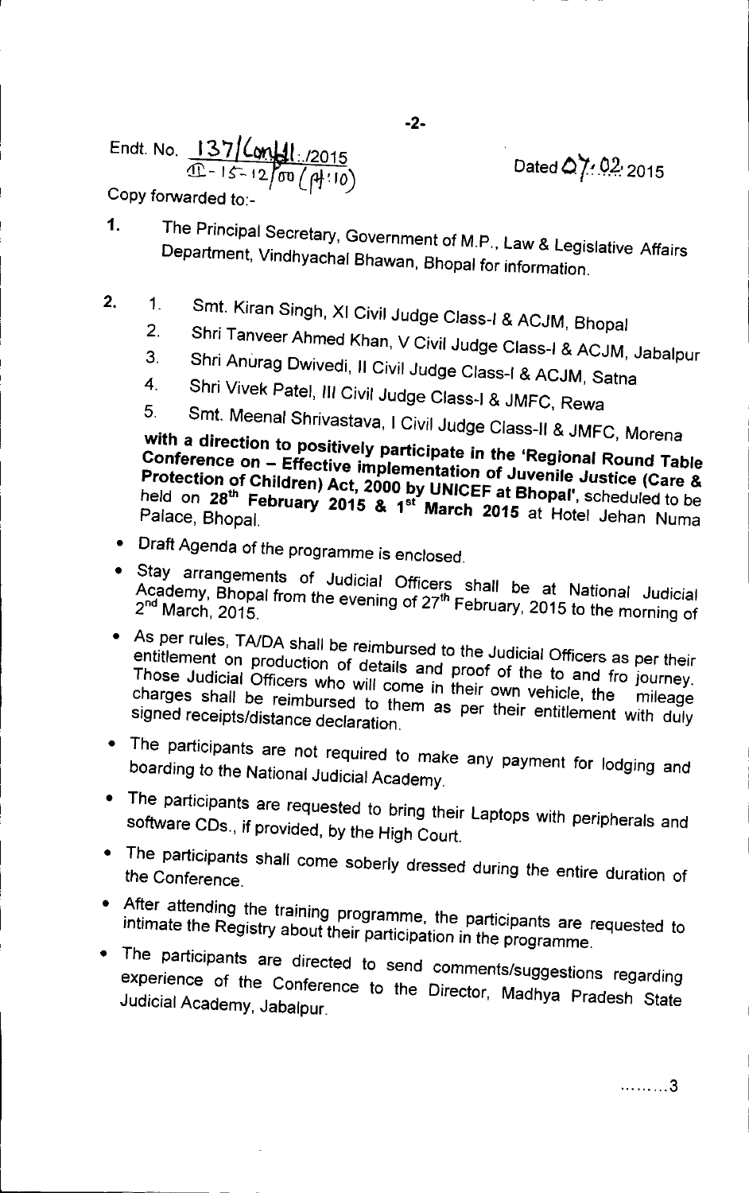Endt. No. 137/Confdl./2015
II-15-12/oo (pt:10)

Dated 07.02.2015

Copy forwarded to:-

1. The Principal Secretary, Government of M.P., Law & Legislative Affairs Department, Vindhyachal Bhawan, Bhopal for information.

2. 
   1. Smt. Kiran Singh, XI Civil Judge Class-I & ACJM, Bhopal
   2. Shri Tanveer Ahmed Khan, V Civil Judge Class-I & ACJM, Jabalpur
   3. Shri Anurag Dwivedi, II Civil Judge Class-I & ACJM, Satna
   4. Shri Vivek Patel, III Civil Judge Class-I & JMFC, Rewa
   5. Smt. Meenal Shrivastava, I Civil Judge Class-II & JMFC, Morena

   **with a direction to positively participate in the 'Regional Round Table Conference on – Effective implementation of Juvenile Justice (Care & Protection of Children) Act, 2000 by UNICEF at Bhopal'**, scheduled to be held on **28th February 2015 & 1st March 2015** at Hotel Jehan Numa Palace, Bhopal.

- Draft Agenda of the programme is enclosed.
- Stay arrangements of Judicial Officers shall be at National Judicial Academy, Bhopal from the evening of 27th February, 2015 to the morning of 2nd March, 2015.
- As per rules, TA/DA shall be reimbursed to the Judicial Officers as per their entitlement on production of details and proof of the to and fro journey. Those Judicial Officers who will come in their own vehicle, the mileage charges shall be reimbursed to them as per their entitlement with duly signed receipts/distance declaration.
- The participants are not required to make any payment for lodging and boarding to the National Judicial Academy.
- The participants are requested to bring their Laptops with peripherals and software CDs., if provided, by the High Court.
- The participants shall come soberly dressed during the entire duration of the Conference.
- After attending the training programme, the participants are requested to intimate the Registry about their participation in the programme.
- The participants are directed to send comments/suggestions regarding experience of the Conference to the Director, Madhya Pradesh State Judicial Academy, Jabalpur.

........3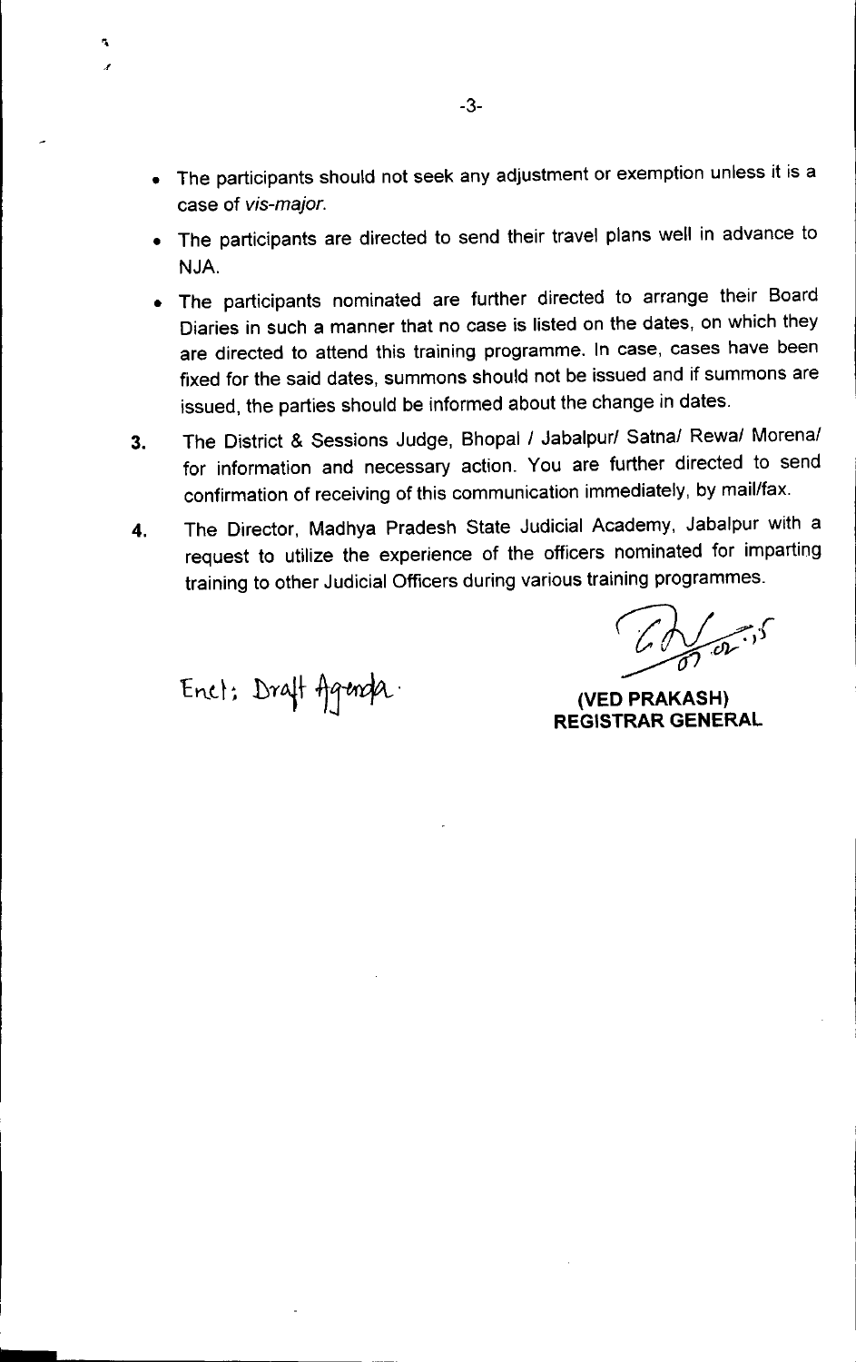- The participants should not seek any adjustment or exemption unless it is a case of *vis-major.*
- The participants are directed to send their travel plans well in advance to NJA.
- The participants nominated are further directed to arrange their Board Diaries in such a manner that no case is listed on the dates, on which they are directed to attend this training programme. In case, cases have been fixed for the said dates, summons should not be issued and if summons are issued, the parties should be informed about the change in dates.

3. The District & Sessions Judge, Bhopal / Jabalpur/ Satna/ Rewa/ Morena/ for information and necessary action. You are further directed to send confirmation of receiving of this communication immediately, by mail/fax.

4. The Director, Madhya Pradesh State Judicial Academy, Jabalpur with a request to utilize the experience of the officers nominated for imparting training to other Judicial Officers during various training programmes.

Encl: Draft Agenda.

**(VED PRAKASH)**
**REGISTRAR GENERAL**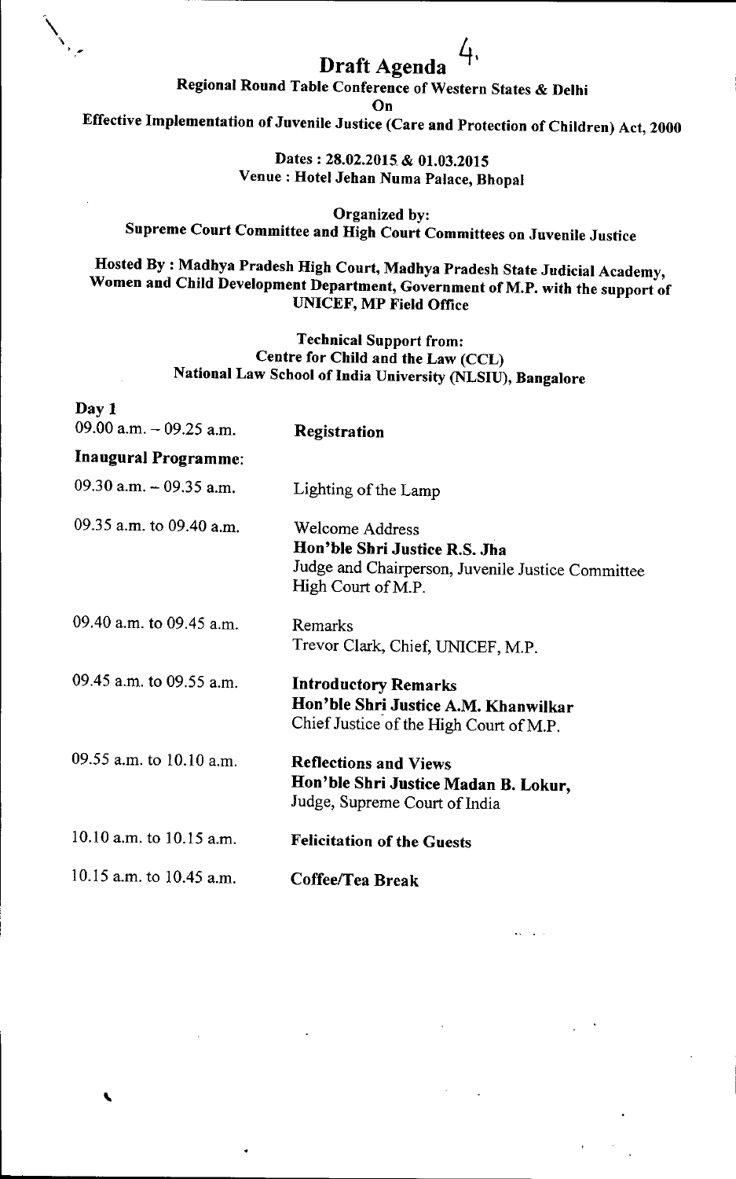# Draft Agenda

**Regional Round Table Conference of Western States & Delhi**

**On**

**Effective Implementation of Juvenile Justice (Care and Protection of Children) Act, 2000**

**Dates : 28.02.2015 & 01.03.2015**
**Venue : Hotel Jehan Numa Palace, Bhopal**

**Organized by:**
**Supreme Court Committee and High Court Committees on Juvenile Justice**

**Hosted By : Madhya Pradesh High Court, Madhya Pradesh State Judicial Academy, Women and Child Development Department, Government of M.P. with the support of UNICEF, MP Field Office**

**Technical Support from:**
**Centre for Child and the Law (CCL)**
**National Law School of India University (NLSIU), Bangalore**

**Day 1**

| | |
|---|---|
| 09.00 a.m. – 09.25 a.m. | **Registration** |

**Inaugural Programme:**

| | |
|---|---|
| 09.30 a.m. – 09.35 a.m. | Lighting of the Lamp |
| 09.35 a.m. to 09.40 a.m. | Welcome Address<br>**Hon'ble Shri Justice R.S. Jha**<br>Judge and Chairperson, Juvenile Justice Committee High Court of M.P. |
| 09.40 a.m. to 09.45 a.m. | Remarks<br>Trevor Clark, Chief, UNICEF, M.P. |
| 09.45 a.m. to 09.55 a.m. | **Introductory Remarks**<br>**Hon'ble Shri Justice A.M. Khanwilkar**<br>Chief Justice of the High Court of M.P. |
| 09.55 a.m. to 10.10 a.m. | **Reflections and Views**<br>**Hon'ble Shri Justice Madan B. Lokur,**<br>Judge, Supreme Court of India |
| 10.10 a.m. to 10.15 a.m. | **Felicitation of the Guests** |
| 10.15 a.m. to 10.45 a.m. | **Coffee/Tea Break** |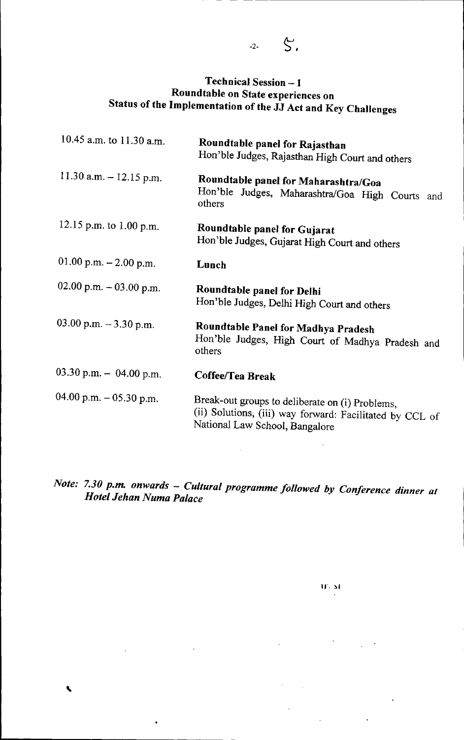### Technical Session – 1
### Roundtable on State experiences on
### Status of the Implementation of the JJ Act and Key Challenges

| | |
|---|---|
| 10.45 a.m. to 11.30 a.m. | **Roundtable panel for Rajasthan**<br>Hon'ble Judges, Rajasthan High Court and others |
| 11.30 a.m. – 12.15 p.m. | **Roundtable panel for Maharashtra/Goa**<br>Hon'ble Judges, Maharashtra/Goa High Courts and others |
| 12.15 p.m. to 1.00 p.m. | **Roundtable panel for Gujarat**<br>Hon'ble Judges, Gujarat High Court and others |
| 01.00 p.m. – 2.00 p.m. | **Lunch** |
| 02.00 p.m. – 03.00 p.m. | **Roundtable panel for Delhi**<br>Hon'ble Judges, Delhi High Court and others |
| 03.00 p.m. – 3.30 p.m. | **Roundtable Panel for Madhya Pradesh**<br>Hon'ble Judges, High Court of Madhya Pradesh and others |
| 03.30 p.m. – 04.00 p.m. | **Coffee/Tea Break** |
| 04.00 p.m. – 05.30 p.m. | Break-out groups to deliberate on (i) Problems, (ii) Solutions, (iii) way forward: Facilitated by CCL of National Law School, Bangalore |

*Note: 7.30 p.m. onwards – Cultural programme followed by Conference dinner at Hotel Jehan Numa Palace*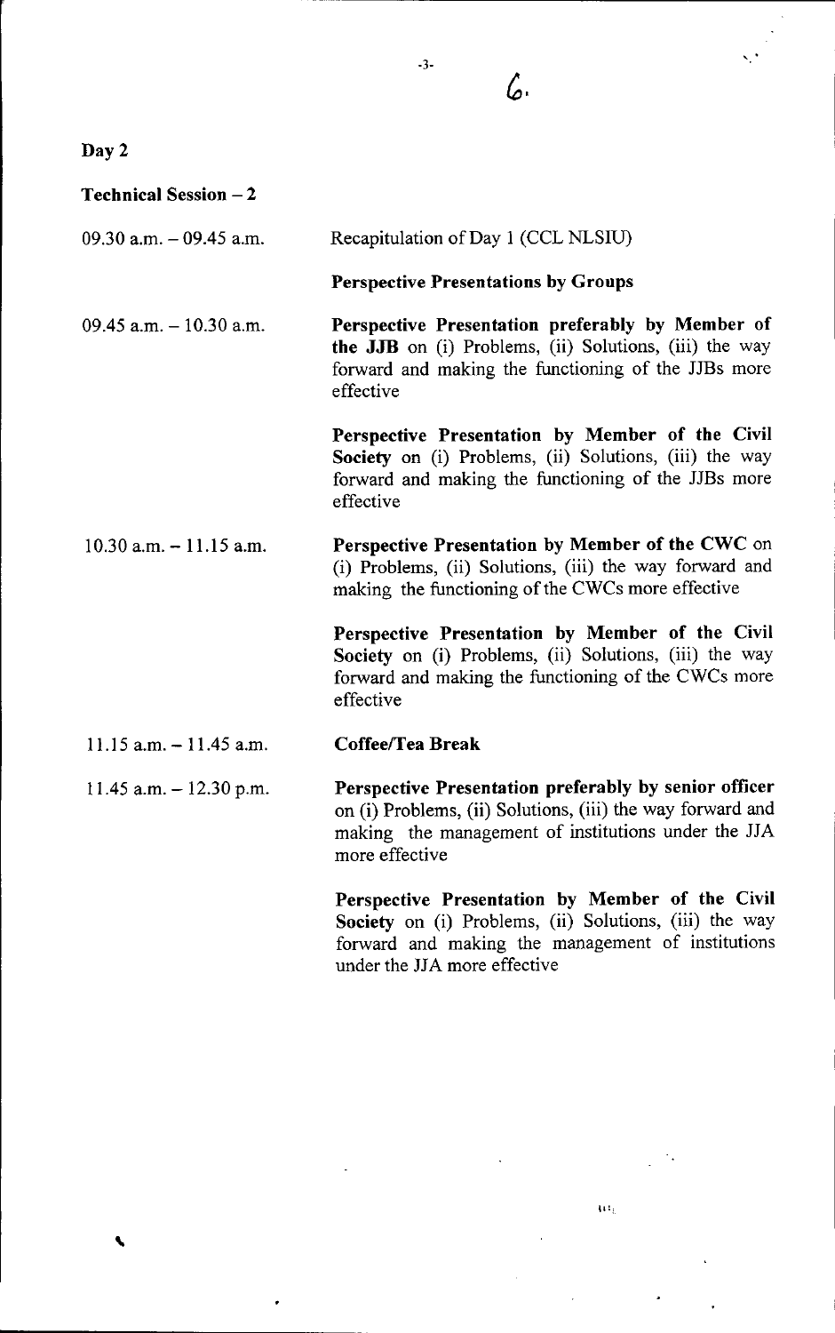**Day 2**

**Technical Session – 2**

| | |
|---|---|
| 09.30 a.m. – 09.45 a.m. | Recapitulation of Day 1 (CCL NLSIU) |
| | **Perspective Presentations by Groups** |
| 09.45 a.m. – 10.30 a.m. | **Perspective Presentation preferably by Member of the JJB** on (i) Problems, (ii) Solutions, (iii) the way forward and making the functioning of the JJBs more effective |
| | **Perspective Presentation by Member of the Civil Society** on (i) Problems, (ii) Solutions, (iii) the way forward and making the functioning of the JJBs more effective |
| 10.30 a.m. – 11.15 a.m. | **Perspective Presentation by Member of the CWC** on (i) Problems, (ii) Solutions, (iii) the way forward and making the functioning of the CWCs more effective |
| | **Perspective Presentation by Member of the Civil Society** on (i) Problems, (ii) Solutions, (iii) the way forward and making the functioning of the CWCs more effective |
| 11.15 a.m. – 11.45 a.m. | **Coffee/Tea Break** |
| 11.45 a.m. – 12.30 p.m. | **Perspective Presentation preferably by senior officer** on (i) Problems, (ii) Solutions, (iii) the way forward and making the management of institutions under the JJA more effective |
| | **Perspective Presentation by Member of the Civil Society** on (i) Problems, (ii) Solutions, (iii) the way forward and making the management of institutions under the JJA more effective |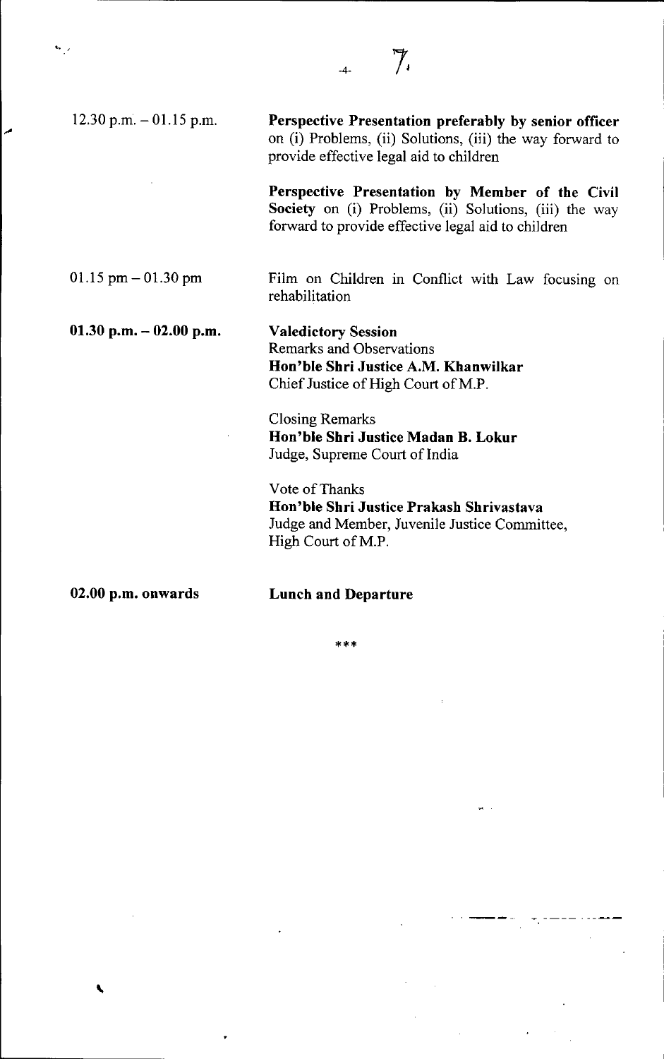| | |
|---|---|
| 12.30 p.m. – 01.15 p.m. | **Perspective Presentation preferably by senior officer** on (i) Problems, (ii) Solutions, (iii) the way forward to provide effective legal aid to children<br><br>**Perspective Presentation by Member of the Civil Society** on (i) Problems, (ii) Solutions, (iii) the way forward to provide effective legal aid to children |
| 01.15 pm – 01.30 pm | Film on Children in Conflict with Law focusing on rehabilitation |
| **01.30 p.m. – 02.00 p.m.** | **Valedictory Session**<br>Remarks and Observations<br>**Hon'ble Shri Justice A.M. Khanwilkar**<br>Chief Justice of High Court of M.P.<br><br>Closing Remarks<br>**Hon'ble Shri Justice Madan B. Lokur**<br>Judge, Supreme Court of India<br><br>Vote of Thanks<br>**Hon'ble Shri Justice Prakash Shrivastava**<br>Judge and Member, Juvenile Justice Committee, High Court of M.P. |
| **02.00 p.m. onwards** | **Lunch and Departure** |

***